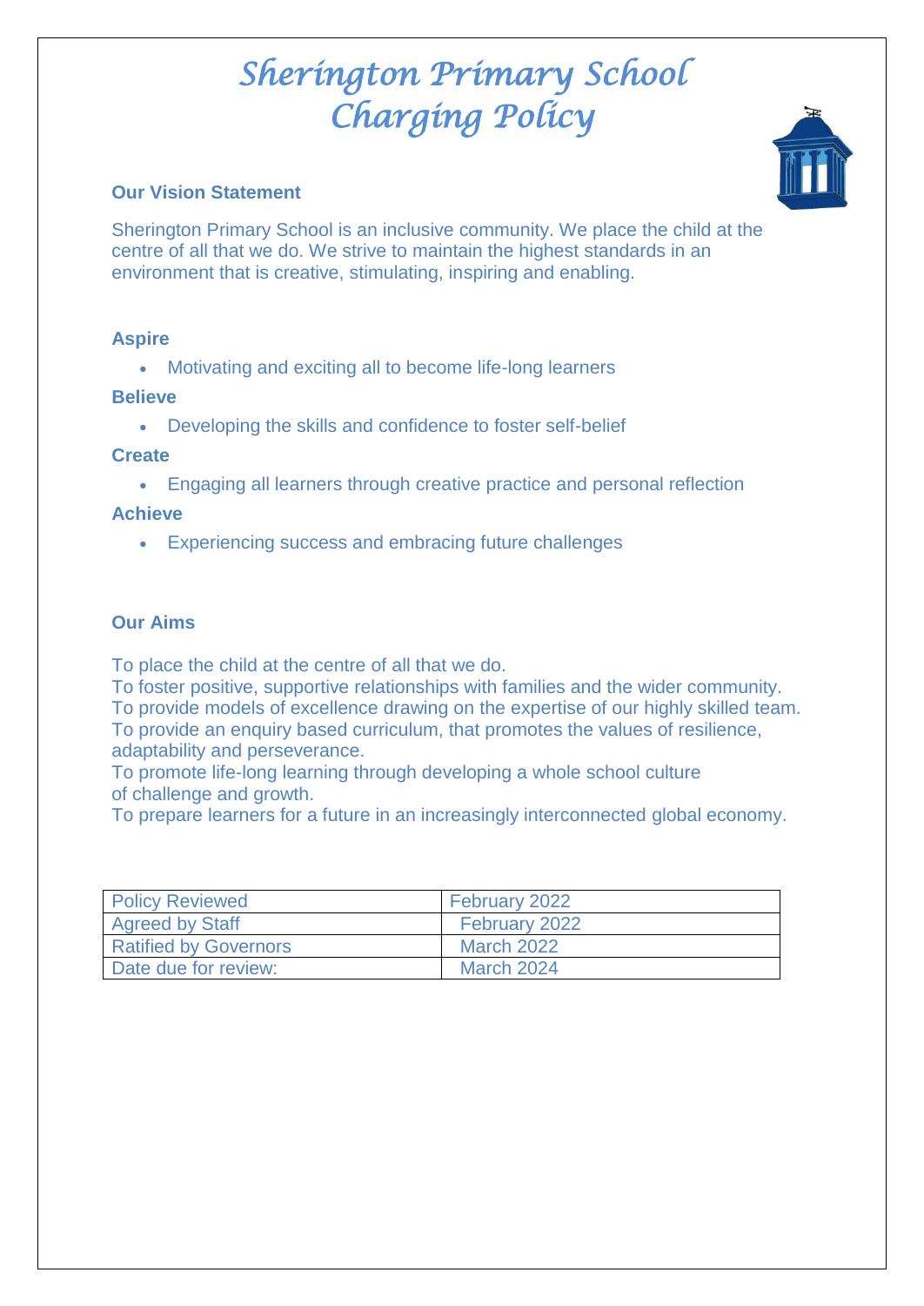# Sherington Primary School Charging Policy

## Our Vision Statement

Sherington Primary School is an inclusive community. We place the child at the centre of all that we do. We strive to maintain the highest standards in an environment that is creative, stimulating, inspiring and enabling.

### Aspire

- Motivating and exciting all to become life-long learners

### Believe

- Developing the skills and confidence to foster self-belief

### Create

- Engaging all learners through creative practice and personal reflection

### Achieve

- Experiencing success and embracing future challenges

## Our Aims

To place the child at the centre of all that we do.
To foster positive, supportive relationships with families and the wider community.
To provide models of excellence drawing on the expertise of our highly skilled team.
To provide an enquiry based curriculum, that promotes the values of resilience, adaptability and perseverance.
To promote life-long learning through developing a whole school culture of challenge and growth.
To prepare learners for a future in an increasingly interconnected global economy.

| Policy Reviewed | February 2022 |
|---|---|
| Agreed by Staff | February 2022 |
| Ratified by Governors | March 2022 |
| Date due for review: | March 2024 |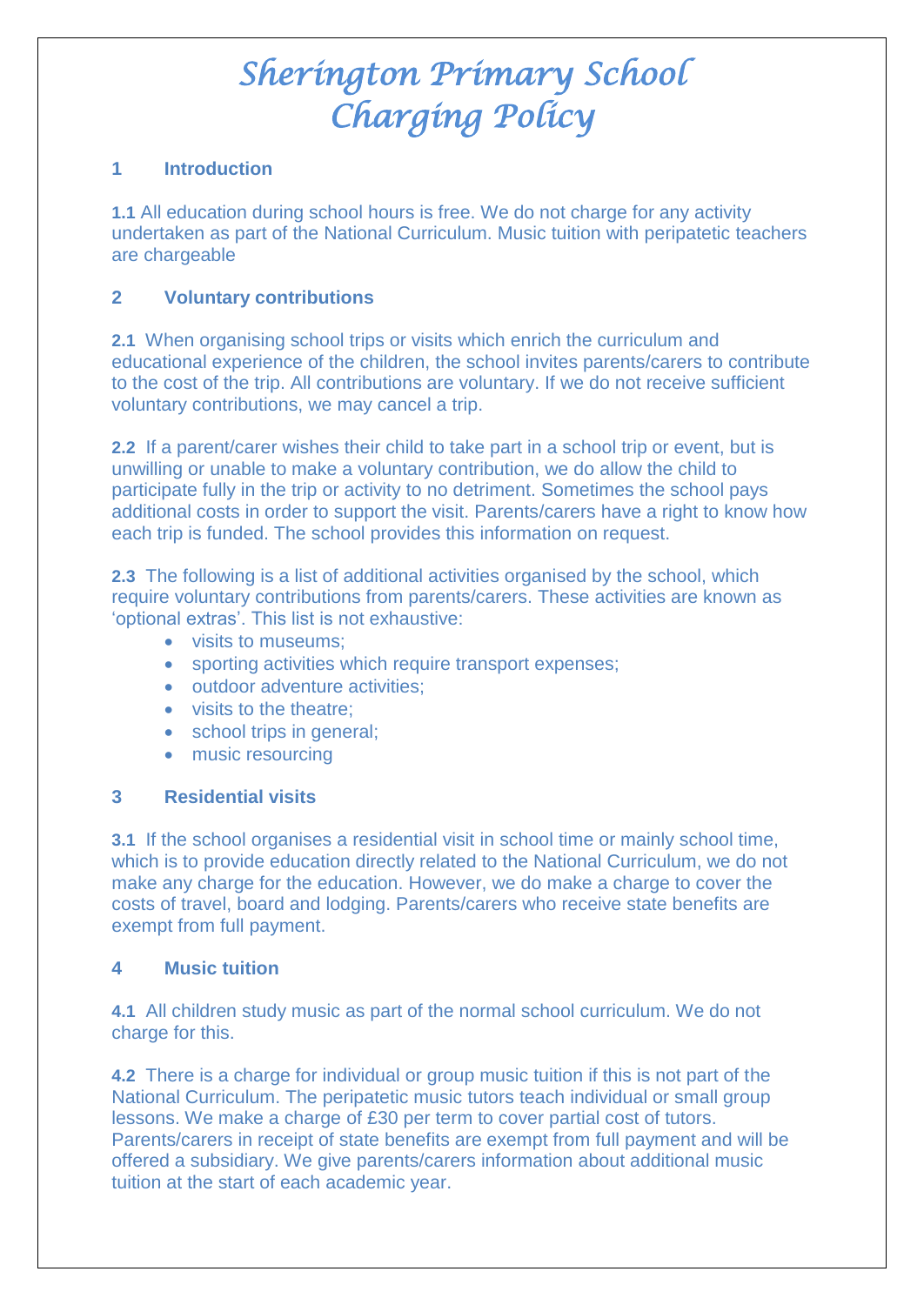# Sherington Primary School Charging Policy

## 1 Introduction

**1.1** All education during school hours is free. We do not charge for any activity undertaken as part of the National Curriculum. Music tuition with peripatetic teachers are chargeable

## 2 Voluntary contributions

**2.1** When organising school trips or visits which enrich the curriculum and educational experience of the children, the school invites parents/carers to contribute to the cost of the trip. All contributions are voluntary. If we do not receive sufficient voluntary contributions, we may cancel a trip.

**2.2** If a parent/carer wishes their child to take part in a school trip or event, but is unwilling or unable to make a voluntary contribution, we do allow the child to participate fully in the trip or activity to no detriment. Sometimes the school pays additional costs in order to support the visit. Parents/carers have a right to know how each trip is funded. The school provides this information on request.

**2.3** The following is a list of additional activities organised by the school, which require voluntary contributions from parents/carers. These activities are known as 'optional extras'. This list is not exhaustive:

- visits to museums;
- sporting activities which require transport expenses;
- outdoor adventure activities;
- visits to the theatre;
- school trips in general;
- music resourcing

## 3 Residential visits

**3.1** If the school organises a residential visit in school time or mainly school time, which is to provide education directly related to the National Curriculum, we do not make any charge for the education. However, we do make a charge to cover the costs of travel, board and lodging. Parents/carers who receive state benefits are exempt from full payment.

## 4 Music tuition

**4.1** All children study music as part of the normal school curriculum. We do not charge for this.

**4.2** There is a charge for individual or group music tuition if this is not part of the National Curriculum. The peripatetic music tutors teach individual or small group lessons. We make a charge of £30 per term to cover partial cost of tutors. Parents/carers in receipt of state benefits are exempt from full payment and will be offered a subsidiary. We give parents/carers information about additional music tuition at the start of each academic year.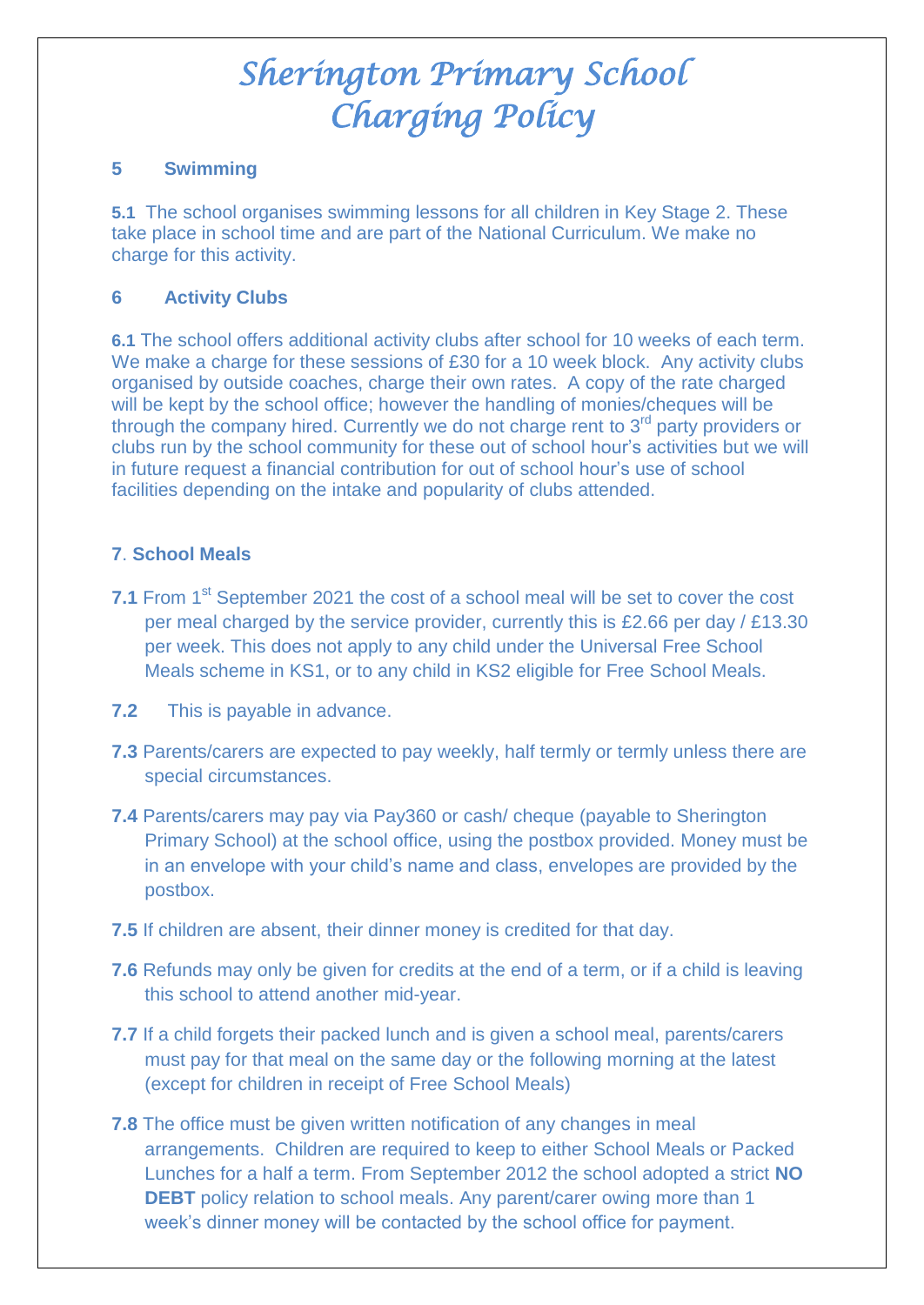# Sherington Primary School Charging Policy

## 5 Swimming

**5.1** The school organises swimming lessons for all children in Key Stage 2. These take place in school time and are part of the National Curriculum. We make no charge for this activity.

## 6 Activity Clubs

**6.1** The school offers additional activity clubs after school for 10 weeks of each term. We make a charge for these sessions of £30 for a 10 week block. Any activity clubs organised by outside coaches, charge their own rates. A copy of the rate charged will be kept by the school office; however the handling of monies/cheques will be through the company hired. Currently we do not charge rent to 3rd party providers or clubs run by the school community for these out of school hour's activities but we will in future request a financial contribution for out of school hour's use of school facilities depending on the intake and popularity of clubs attended.

## 7. School Meals

**7.1** From 1st September 2021 the cost of a school meal will be set to cover the cost per meal charged by the service provider, currently this is £2.66 per day / £13.30 per week. This does not apply to any child under the Universal Free School Meals scheme in KS1, or to any child in KS2 eligible for Free School Meals.

**7.2** This is payable in advance.

**7.3** Parents/carers are expected to pay weekly, half termly or termly unless there are special circumstances.

**7.4** Parents/carers may pay via Pay360 or cash/ cheque (payable to Sherington Primary School) at the school office, using the postbox provided. Money must be in an envelope with your child's name and class, envelopes are provided by the postbox.

**7.5** If children are absent, their dinner money is credited for that day.

**7.6** Refunds may only be given for credits at the end of a term, or if a child is leaving this school to attend another mid-year.

**7.7** If a child forgets their packed lunch and is given a school meal, parents/carers must pay for that meal on the same day or the following morning at the latest (except for children in receipt of Free School Meals)

**7.8** The office must be given written notification of any changes in meal arrangements. Children are required to keep to either School Meals or Packed Lunches for a half a term. From September 2012 the school adopted a strict **NO DEBT** policy relation to school meals. Any parent/carer owing more than 1 week's dinner money will be contacted by the school office for payment.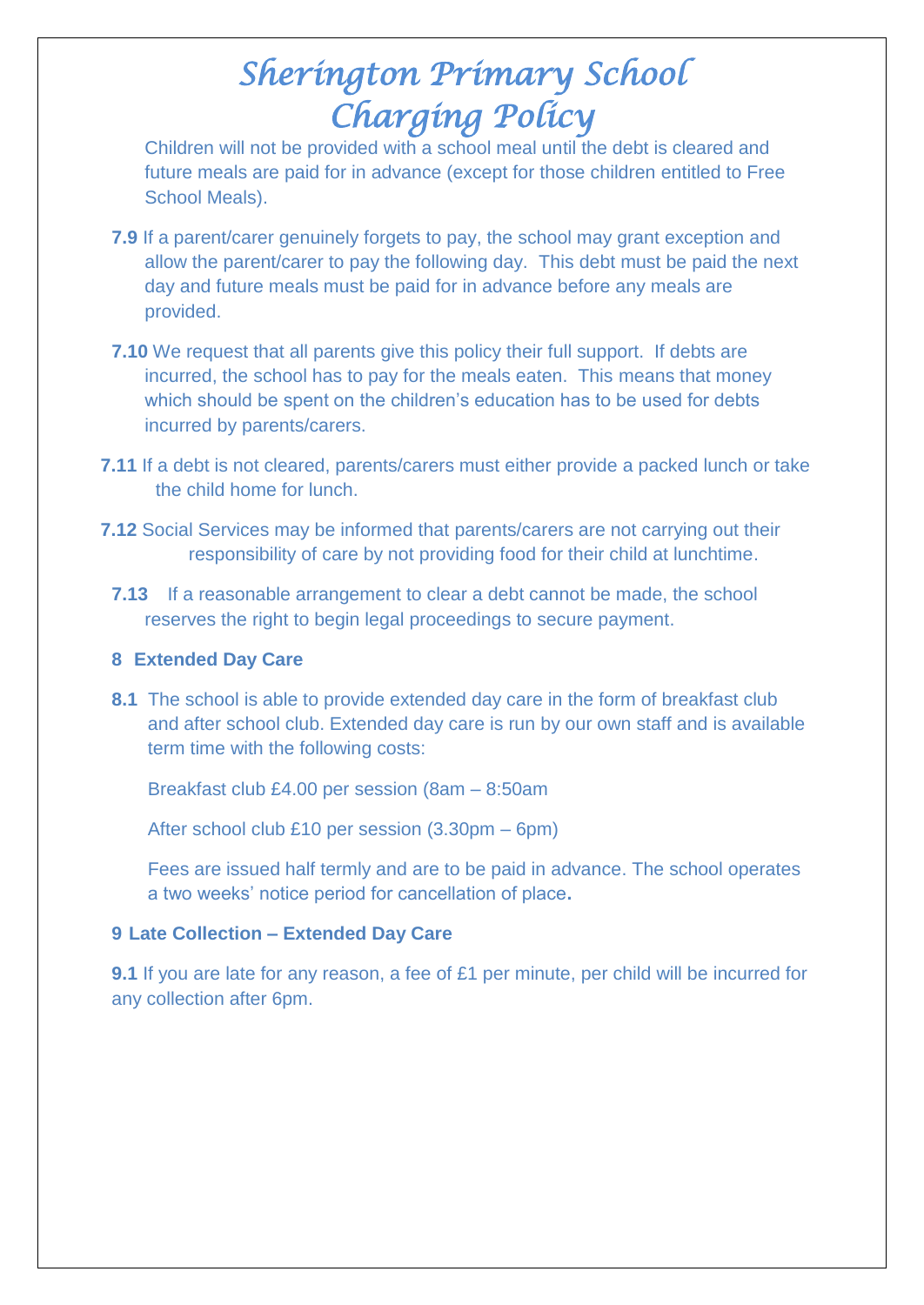# Sherington Primary School Charging Policy

Children will not be provided with a school meal until the debt is cleared and future meals are paid for in advance (except for those children entitled to Free School Meals).

**7.9** If a parent/carer genuinely forgets to pay, the school may grant exception and allow the parent/carer to pay the following day. This debt must be paid the next day and future meals must be paid for in advance before any meals are provided.

**7.10** We request that all parents give this policy their full support. If debts are incurred, the school has to pay for the meals eaten. This means that money which should be spent on the children's education has to be used for debts incurred by parents/carers.

**7.11** If a debt is not cleared, parents/carers must either provide a packed lunch or take the child home for lunch.

**7.12** Social Services may be informed that parents/carers are not carrying out their responsibility of care by not providing food for their child at lunchtime.

**7.13** If a reasonable arrangement to clear a debt cannot be made, the school reserves the right to begin legal proceedings to secure payment.

## 8 Extended Day Care

**8.1** The school is able to provide extended day care in the form of breakfast club and after school club. Extended day care is run by our own staff and is available term time with the following costs:

Breakfast club £4.00 per session (8am – 8:50am

After school club £10 per session (3.30pm – 6pm)

Fees are issued half termly and are to be paid in advance. The school operates a two weeks' notice period for cancellation of place**.**

## 9 Late Collection – Extended Day Care

**9.1** If you are late for any reason, a fee of £1 per minute, per child will be incurred for any collection after 6pm.